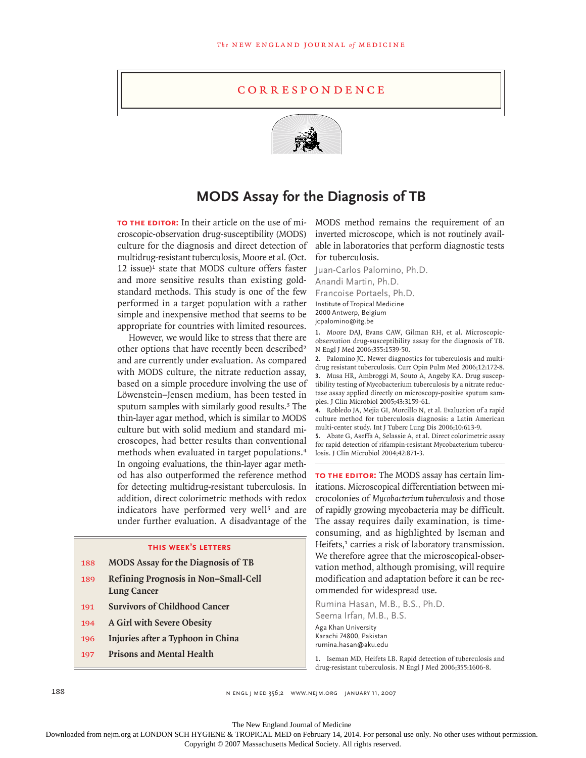# CORRESPONDENCE

## MODS Assay for the Diagnosis of TB

**TO THE EDITOR:** In their article on the use of microscopic-observation drug-susceptibility (MODS) culture for the diagnosis and direct detection of multidrug-resistant tuberculosis, Moore et al. (Oct. 12 issue)[1] state that MODS culture offers faster and more sensitive results than existing gold-standard methods. This study is one of the few performed in a target population with a rather simple and inexpensive method that seems to be appropriate for countries with limited resources.

However, we would like to stress that there are other options that have recently been described[2] and are currently under evaluation. As compared with MODS culture, the nitrate reduction assay, based on a simple procedure involving the use of Löwenstein–Jensen medium, has been tested in sputum samples with similarly good results.[3] The thin-layer agar method, which is similar to MODS culture but with solid medium and standard microscopes, had better results than conventional methods when evaluated in target populations.[4] In ongoing evaluations, the thin-layer agar method has also outperformed the reference method for detecting multidrug-resistant tuberculosis. In addition, direct colorimetric methods with redox indicators have performed very well[5] and are under further evaluation. A disadvantage of the MODS method remains the requirement of an inverted microscope, which is not routinely available in laboratories that perform diagnostic tests for tuberculosis.

Juan-Carlos Palomino, Ph.D.
Anandi Martin, Ph.D.
Francoise Portaels, Ph.D.
Institute of Tropical Medicine
2000 Antwerp, Belgium
jcpalomino@itg.be

1. Moore DAJ, Evans CAW, Gilman RH, et al. Microscopic-observation drug-susceptibility assay for the diagnosis of TB. N Engl J Med 2006;355:1539-50.
2. Palomino JC. Newer diagnostics for tuberculosis and multi-drug resistant tuberculosis. Curr Opin Pulm Med 2006;12:172-8.
3. Musa HR, Ambroggi M, Souto A, Angeby KA. Drug susceptibility testing of Mycobacterium tuberculosis by a nitrate reductase assay applied directly on microscopy-positive sputum samples. J Clin Microbiol 2005;43:3159-61.
4. Robledo JA, Mejia GI, Morcillo N, et al. Evaluation of a rapid culture method for tuberculosis diagnosis: a Latin American multi-center study. Int J Tuberc Lung Dis 2006;10:613-9.
5. Abate G, Aseffa A, Selassie A, et al. Direct colorimetric assay for rapid detection of rifampin-resistant Mycobacterium tuberculosis. J Clin Microbiol 2004;42:871-3.

**TO THE EDITOR:** The MODS assay has certain limitations. Microscopical differentiation between microcolonies of *Mycobacterium tuberculosis* and those of rapidly growing mycobacteria may be difficult. The assay requires daily examination, is time-consuming, and as highlighted by Iseman and Heifets,[1] carries a risk of laboratory transmission. We therefore agree that the microscopical-observation method, although promising, will require modification and adaptation before it can be recommended for widespread use.

Rumina Hasan, M.B., B.S., Ph.D.
Seema Irfan, M.B., B.S.
Aga Khan University
Karachi 74800, Pakistan
rumina.hasan@aku.edu

1. Iseman MD, Heifets LB. Rapid detection of tuberculosis and drug-resistant tuberculosis. N Engl J Med 2006;355:1606-8.

**THIS WEEK'S LETTERS**

| | |
|---|---|
| 188 | MODS Assay for the Diagnosis of TB |
| 189 | Refining Prognosis in Non–Small-Cell Lung Cancer |
| 191 | Survivors of Childhood Cancer |
| 194 | A Girl with Severe Obesity |
| 196 | Injuries after a Typhoon in China |
| 197 | Prisons and Mental Health |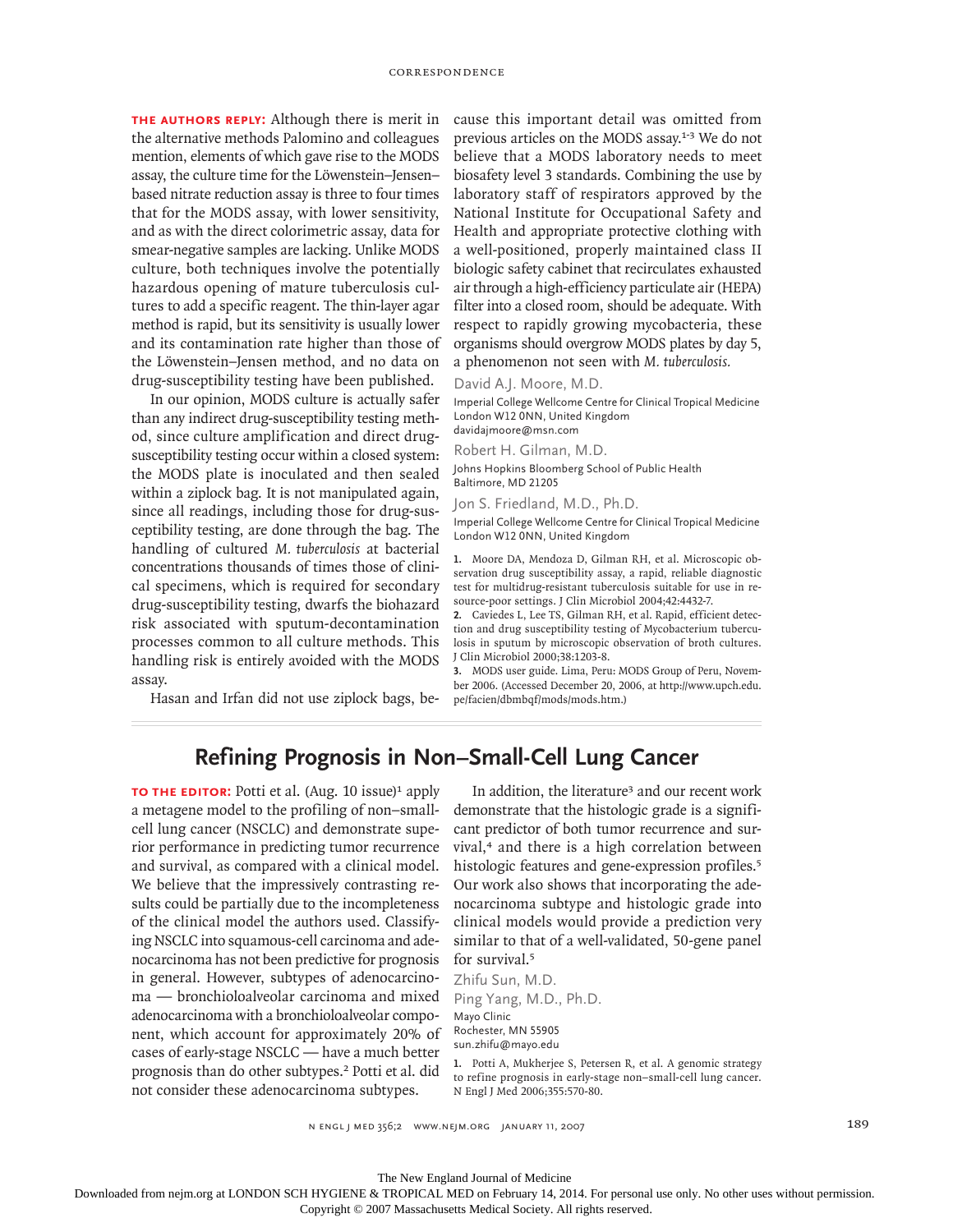**THE AUTHORS REPLY:** Although there is merit in the alternative methods Palomino and colleagues mention, elements of which gave rise to the MODS assay, the culture time for the Löwenstein–Jensen–based nitrate reduction assay is three to four times that for the MODS assay, with lower sensitivity, and as with the direct colorimetric assay, data for smear-negative samples are lacking. Unlike MODS culture, both techniques involve the potentially hazardous opening of mature tuberculosis cultures to add a specific reagent. The thin-layer agar method is rapid, but its sensitivity is usually lower and its contamination rate higher than those of the Löwenstein–Jensen method, and no data on drug-susceptibility testing have been published.

In our opinion, MODS culture is actually safer than any indirect drug-susceptibility testing method, since culture amplification and direct drug-susceptibility testing occur within a closed system: the MODS plate is inoculated and then sealed within a ziplock bag. It is not manipulated again, since all readings, including those for drug-susceptibility testing, are done through the bag. The handling of cultured *M. tuberculosis* at bacterial concentrations thousands of times those of clinical specimens, which is required for secondary drug-susceptibility testing, dwarfs the biohazard risk associated with sputum-decontamination processes common to all culture methods. This handling risk is entirely avoided with the MODS assay.

Hasan and Irfan did not use ziplock bags, because this important detail was omitted from previous articles on the MODS assay.[1-3] We do not believe that a MODS laboratory needs to meet biosafety level 3 standards. Combining the use by laboratory staff of respirators approved by the National Institute for Occupational Safety and Health and appropriate protective clothing with a well-positioned, properly maintained class II biologic safety cabinet that recirculates exhausted air through a high-efficiency particulate air (HEPA) filter into a closed room, should be adequate. With respect to rapidly growing mycobacteria, these organisms should overgrow MODS plates by day 5, a phenomenon not seen with *M. tuberculosis.*

David A.J. Moore, M.D.
Imperial College Wellcome Centre for Clinical Tropical Medicine
London W12 0NN, United Kingdom
davidajmoore@msn.com

Robert H. Gilman, M.D.
Johns Hopkins Bloomberg School of Public Health
Baltimore, MD 21205

Jon S. Friedland, M.D., Ph.D.
Imperial College Wellcome Centre for Clinical Tropical Medicine
London W12 0NN, United Kingdom

1. Moore DA, Mendoza D, Gilman RH, et al. Microscopic observation drug susceptibility assay, a rapid, reliable diagnostic test for multidrug-resistant tuberculosis suitable for use in resource-poor settings. J Clin Microbiol 2004;42:4432-7.
2. Caviedes L, Lee TS, Gilman RH, et al. Rapid, efficient detection and drug susceptibility testing of Mycobacterium tuberculosis in sputum by microscopic observation of broth cultures. J Clin Microbiol 2000;38:1203-8.
3. MODS user guide. Lima, Peru: MODS Group of Peru, November 2006. (Accessed December 20, 2006, at http://www.upch.edu.pe/facien/dbmbqf/mods/mods.htm.)

# Refining Prognosis in Non–Small-Cell Lung Cancer

**TO THE EDITOR:** Potti et al. (Aug. 10 issue)[1] apply a metagene model to the profiling of non–small-cell lung cancer (NSCLC) and demonstrate superior performance in predicting tumor recurrence and survival, as compared with a clinical model. We believe that the impressively contrasting results could be partially due to the incompleteness of the clinical model the authors used. Classifying NSCLC into squamous-cell carcinoma and adenocarcinoma has not been predictive for prognosis in general. However, subtypes of adenocarcinoma — bronchioloalveolar carcinoma and mixed adenocarcinoma with a bronchioloalveolar component, which account for approximately 20% of cases of early-stage NSCLC — have a much better prognosis than do other subtypes.[2] Potti et al. did not consider these adenocarcinoma subtypes.

In addition, the literature[3] and our recent work demonstrate that the histologic grade is a significant predictor of both tumor recurrence and survival,[4] and there is a high correlation between histologic features and gene-expression profiles.[5] Our work also shows that incorporating the adenocarcinoma subtype and histologic grade into clinical models would provide a prediction very similar to that of a well-validated, 50-gene panel for survival.[5]

Zhifu Sun, M.D.
Ping Yang, M.D., Ph.D.
Mayo Clinic
Rochester, MN 55905
sun.zhifu@mayo.edu

1. Potti A, Mukherjee S, Petersen R, et al. A genomic strategy to refine prognosis in early-stage non–small-cell lung cancer. N Engl J Med 2006;355:570-80.